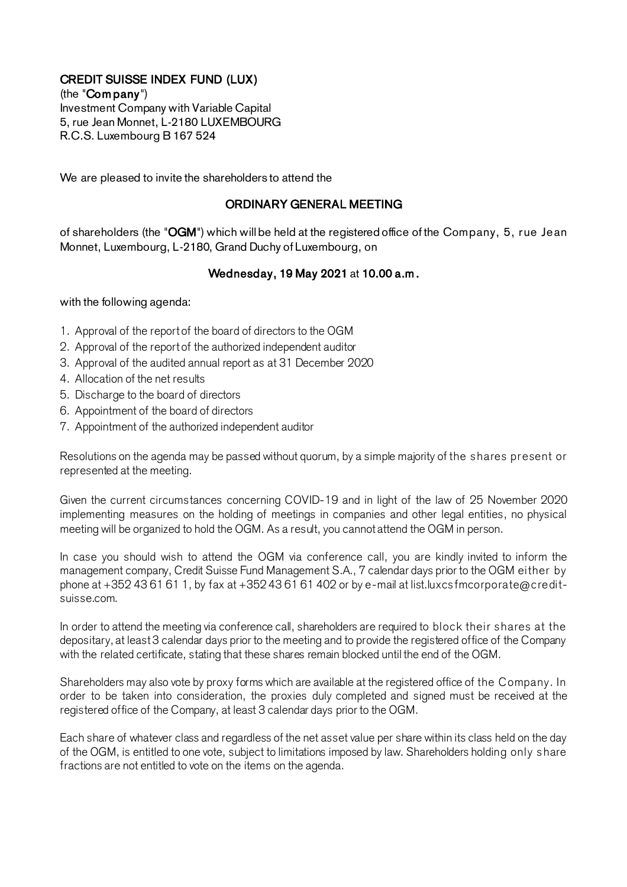**CREDIT SUISSE INDEX FUND (LUX)**
(the "**Company**")
Investment Company with Variable Capital
5, rue Jean Monnet, L-2180 LUXEMBOURG
R.C.S. Luxembourg B 167 524

We are pleased to invite the shareholders to attend the

## ORDINARY GENERAL MEETING

of shareholders (the "**OGM**") which will be held at the registered office of the Company, 5, rue Jean Monnet, Luxembourg, L-2180, Grand Duchy of Luxembourg, on

**Wednesday, 19 May 2021** at **10.00 a.m.**

with the following agenda:

1. Approval of the report of the board of directors to the OGM
2. Approval of the report of the authorized independent auditor
3. Approval of the audited annual report as at 31 December 2020
4. Allocation of the net results
5. Discharge to the board of directors
6. Appointment of the board of directors
7. Appointment of the authorized independent auditor

Resolutions on the agenda may be passed without quorum, by a simple majority of the shares present or represented at the meeting.

Given the current circumstances concerning COVID-19 and in light of the law of 25 November 2020 implementing measures on the holding of meetings in companies and other legal entities, no physical meeting will be organized to hold the OGM. As a result, you cannot attend the OGM in person.

In case you should wish to attend the OGM via conference call, you are kindly invited to inform the management company, Credit Suisse Fund Management S.A., 7 calendar days prior to the OGM either by phone at +352 43 61 61 1, by fax at +352 43 61 61 402 or by e-mail at list.luxcsfmcorporate@credit-suisse.com.

In order to attend the meeting via conference call, shareholders are required to block their shares at the depositary, at least 3 calendar days prior to the meeting and to provide the registered office of the Company with the related certificate, stating that these shares remain blocked until the end of the OGM.

Shareholders may also vote by proxy forms which are available at the registered office of the Company. In order to be taken into consideration, the proxies duly completed and signed must be received at the registered office of the Company, at least 3 calendar days prior to the OGM.

Each share of whatever class and regardless of the net asset value per share within its class held on the day of the OGM, is entitled to one vote, subject to limitations imposed by law. Shareholders holding only share fractions are not entitled to vote on the items on the agenda.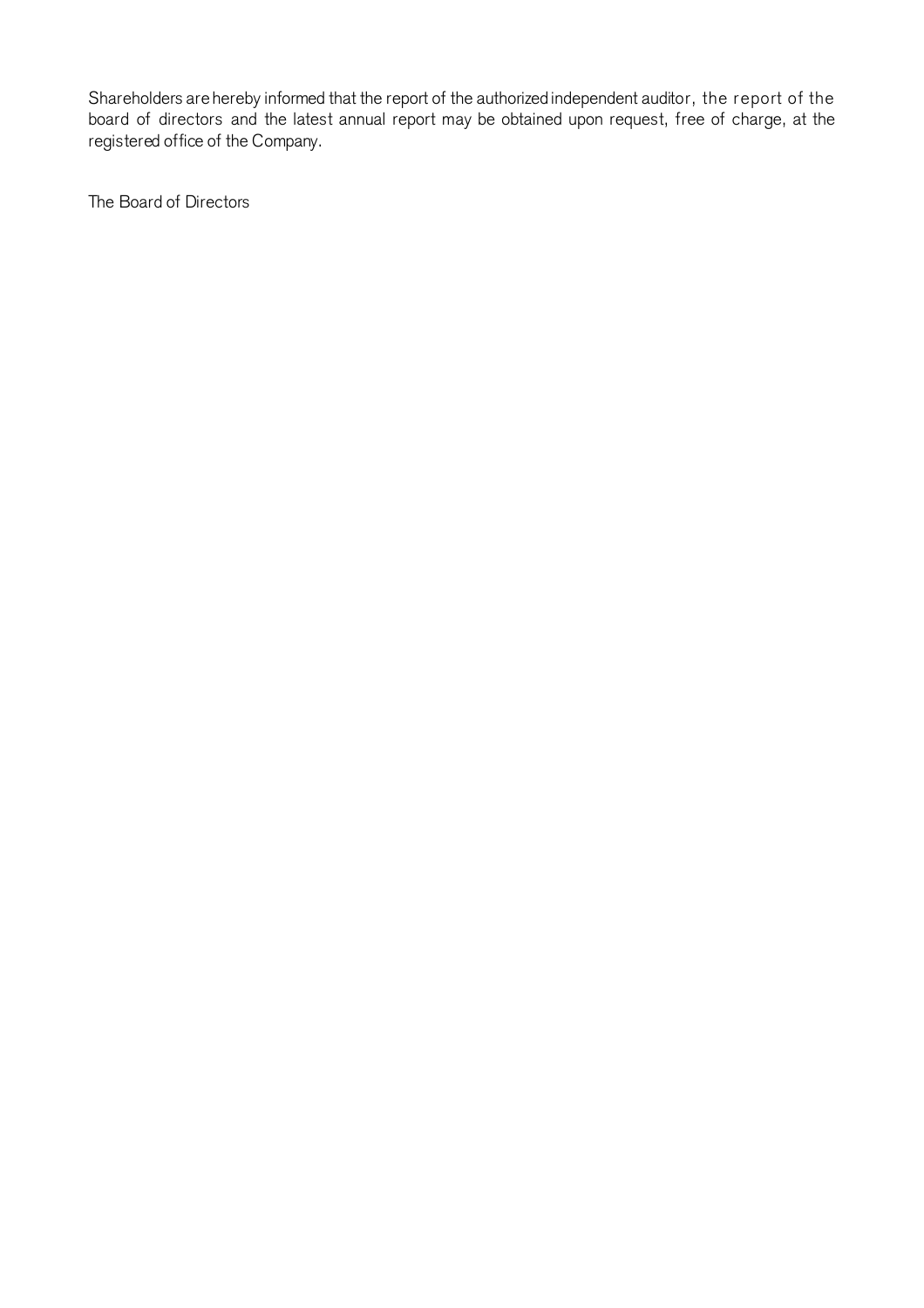Shareholders are hereby informed that the report of the authorized independent auditor, the report of the board of directors and the latest annual report may be obtained upon request, free of charge, at the registered office of the Company.

The Board of Directors